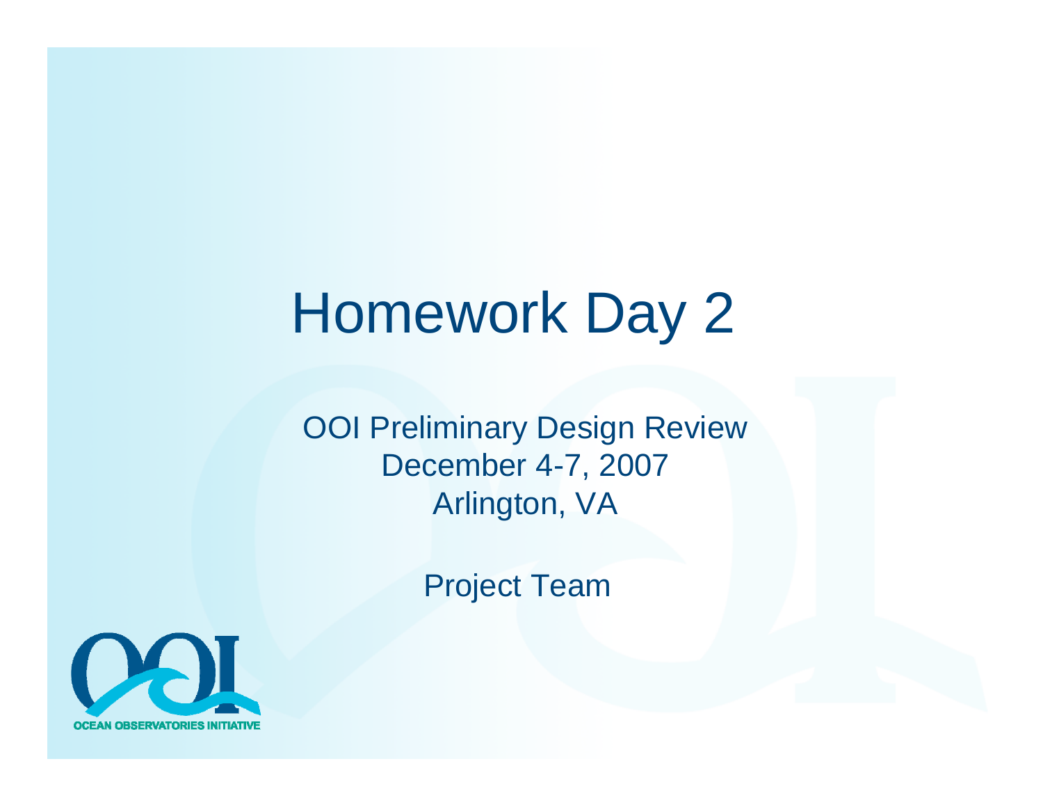# Homework Day 2

OOI Preliminary Design Review
December 4-7, 2007
Arlington, VA

Project Team

OCEAN OBSERVATORIES INITIATIVE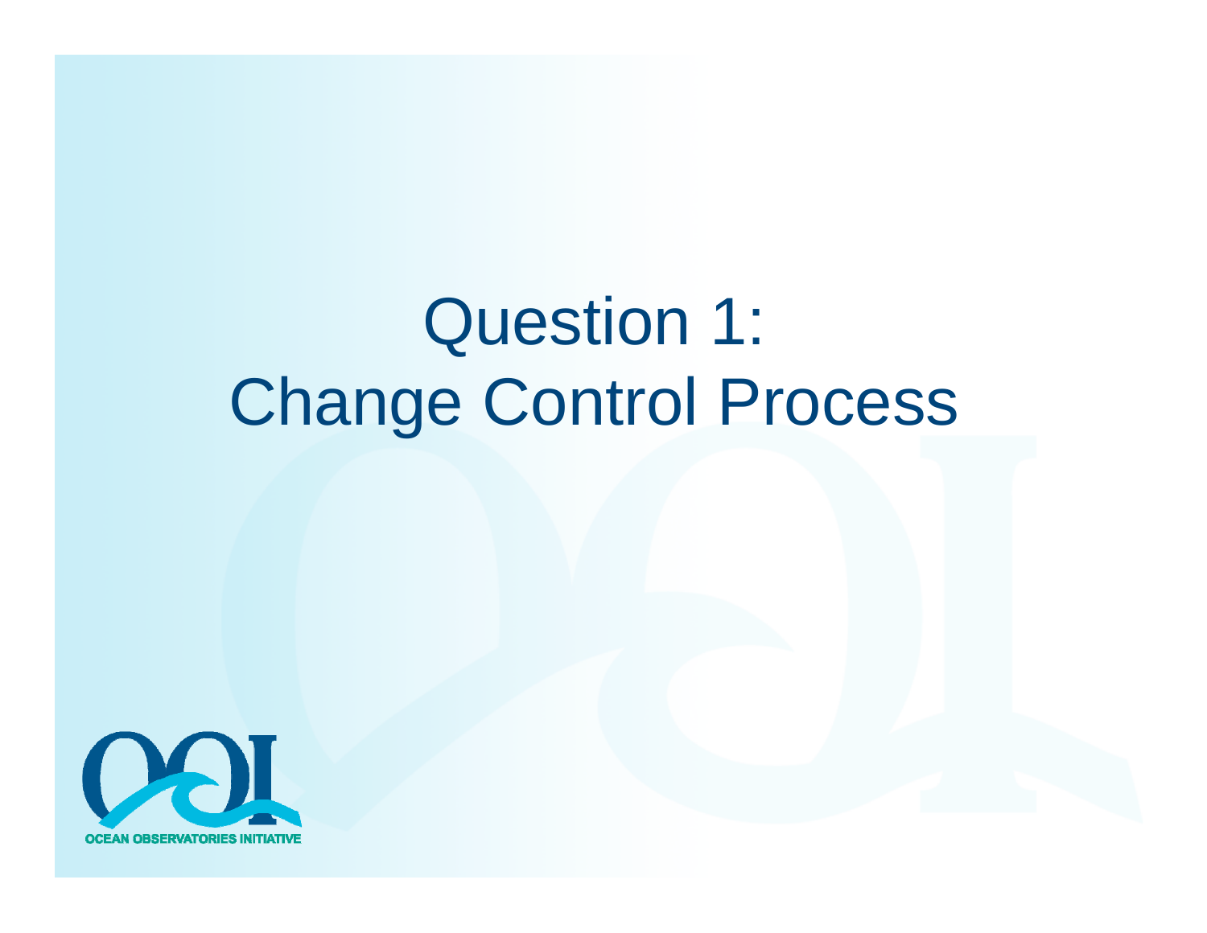# Question 1: Change Control Process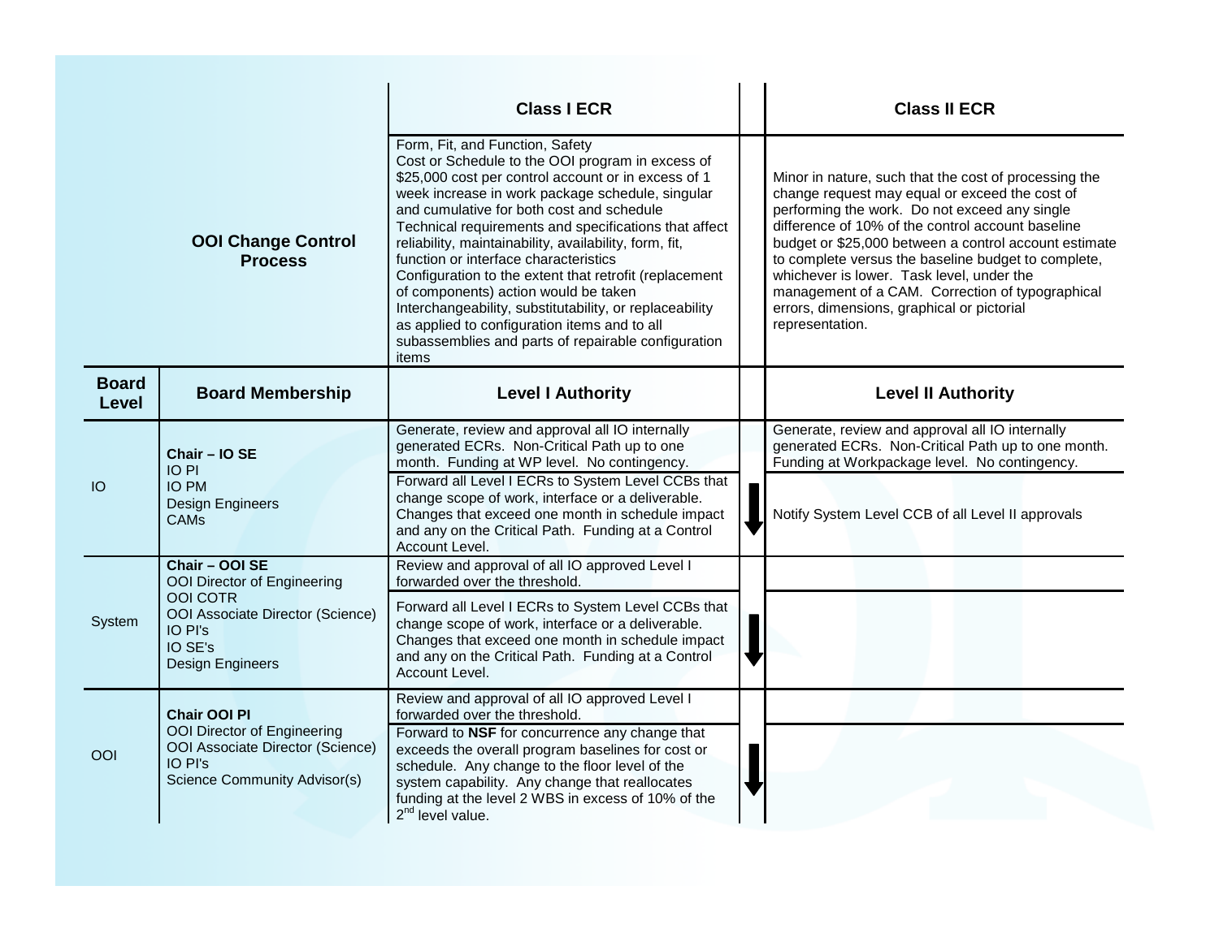| | OOI Change Control Process | Class I ECR | | Class II ECR |
|---|---|---|---|---|
| | | Form, Fit, and Function, Safety<br>Cost or Schedule to the OOI program in excess of $25,000 cost per control account or in excess of 1 week increase in work package schedule, singular and cumulative for both cost and schedule<br>Technical requirements and specifications that affect reliability, maintainability, availability, form, fit, function or interface characteristics<br>Configuration to the extent that retrofit (replacement of components) action would be taken<br>Interchangeability, substitutability, or replaceability as applied to configuration items and to all subassemblies and parts of repairable configuration items | | Minor in nature, such that the cost of processing the change request may equal or exceed the cost of performing the work. Do not exceed any single difference of 10% of the control account baseline budget or $25,000 between a control account estimate to complete versus the baseline budget to complete, whichever is lower. Task level, under the management of a CAM. Correction of typographical errors, dimensions, graphical or pictorial representation. |
| **Board Level** | **Board Membership** | **Level I Authority** | | **Level II Authority** |
| IO | **Chair – IO SE**<br>IO PI<br>IO PM<br>Design Engineers<br>CAMs | Generate, review and approval all IO internally generated ECRs. Non-Critical Path up to one month. Funding at WP level. No contingency. | | Generate, review and approval all IO internally generated ECRs. Non-Critical Path up to one month. Funding at Workpackage level. No contingency. |
| | | Forward all Level I ECRs to System Level CCBs that change scope of work, interface or a deliverable. Changes that exceed one month in schedule impact and any on the Critical Path. Funding at a Control Account Level. | ↓ | Notify System Level CCB of all Level II approvals |
| System | **Chair – OOI SE**<br>OOI Director of Engineering<br>OOI COTR<br>OOI Associate Director (Science)<br>IO PI's<br>IO SE's<br>Design Engineers | Review and approval of all IO approved Level I forwarded over the threshold. | | |
| | | Forward all Level I ECRs to System Level CCBs that change scope of work, interface or a deliverable. Changes that exceed one month in schedule impact and any on the Critical Path. Funding at a Control Account Level. | ↓ | |
| OOI | **Chair OOI PI**<br>OOI Director of Engineering<br>OOI Associate Director (Science)<br>IO PI's<br>Science Community Advisor(s) | Review and approval of all IO approved Level I forwarded over the threshold. | | |
| | | Forward to **NSF** for concurrence any change that exceeds the overall program baselines for cost or schedule. Any change to the floor level of the system capability. Any change that reallocates funding at the level 2 WBS in excess of 10% of the 2nd level value. | ↓ | |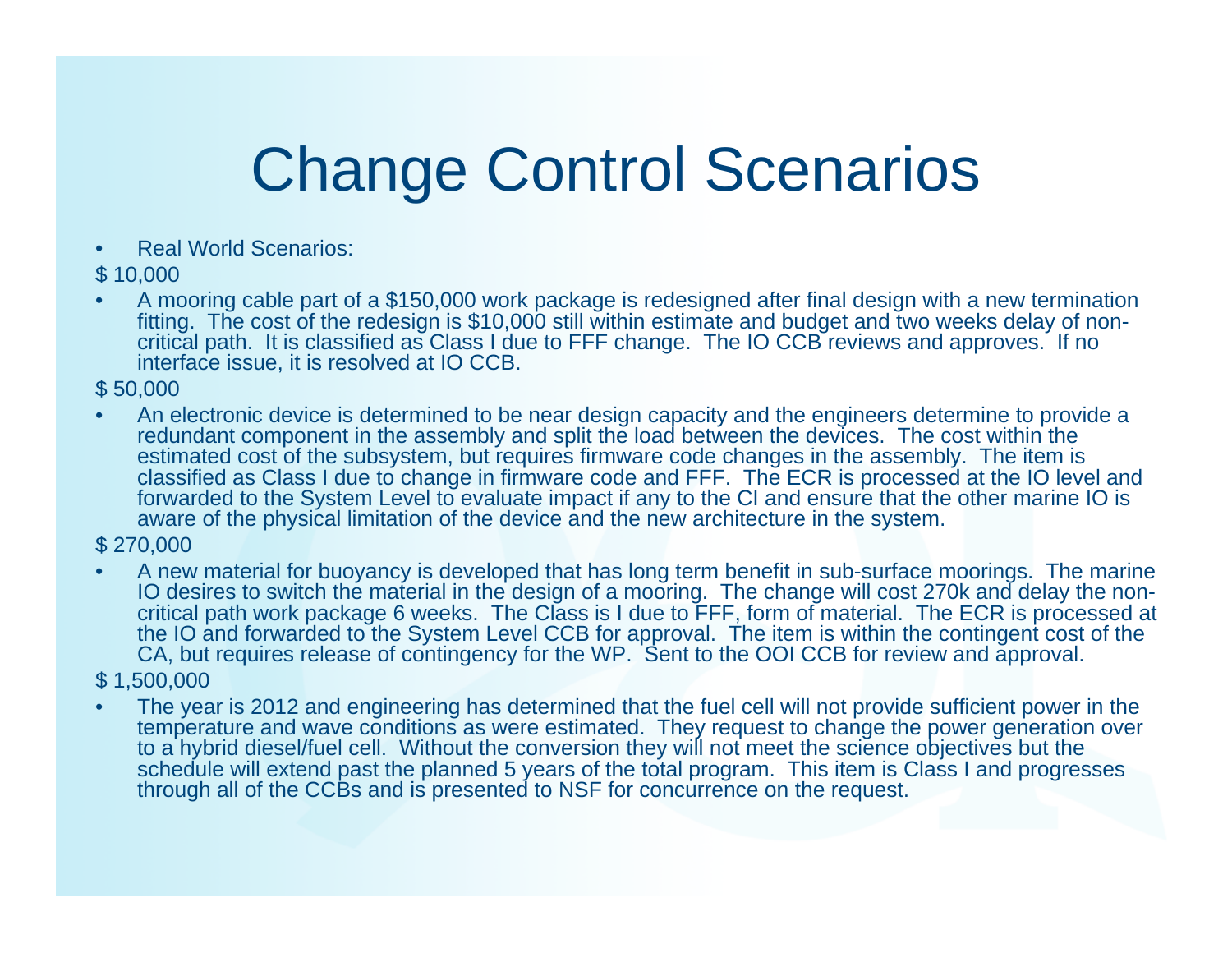# Change Control Scenarios

- Real World Scenarios:

$ 10,000

- A mooring cable part of a $150,000 work package is redesigned after final design with a new termination fitting. The cost of the redesign is $10,000 still within estimate and budget and two weeks delay of non-critical path. It is classified as Class I due to FFF change. The IO CCB reviews and approves. If no interface issue, it is resolved at IO CCB.

$ 50,000

- An electronic device is determined to be near design capacity and the engineers determine to provide a redundant component in the assembly and split the load between the devices. The cost within the estimated cost of the subsystem, but requires firmware code changes in the assembly. The item is classified as Class I due to change in firmware code and FFF. The ECR is processed at the IO level and forwarded to the System Level to evaluate impact if any to the CI and ensure that the other marine IO is aware of the physical limitation of the device and the new architecture in the system.

$ 270,000

- A new material for buoyancy is developed that has long term benefit in sub-surface moorings. The marine IO desires to switch the material in the design of a mooring. The change will cost 270k and delay the non-critical path work package 6 weeks. The Class is I due to FFF, form of material. The ECR is processed at the IO and forwarded to the System Level CCB for approval. The item is within the contingent cost of the CA, but requires release of contingency for the WP. Sent to the OOI CCB for review and approval.

$ 1,500,000

- The year is 2012 and engineering has determined that the fuel cell will not provide sufficient power in the temperature and wave conditions as were estimated. They request to change the power generation over to a hybrid diesel/fuel cell. Without the conversion they will not meet the science objectives but the schedule will extend past the planned 5 years of the total program. This item is Class I and progresses through all of the CCBs and is presented to NSF for concurrence on the request.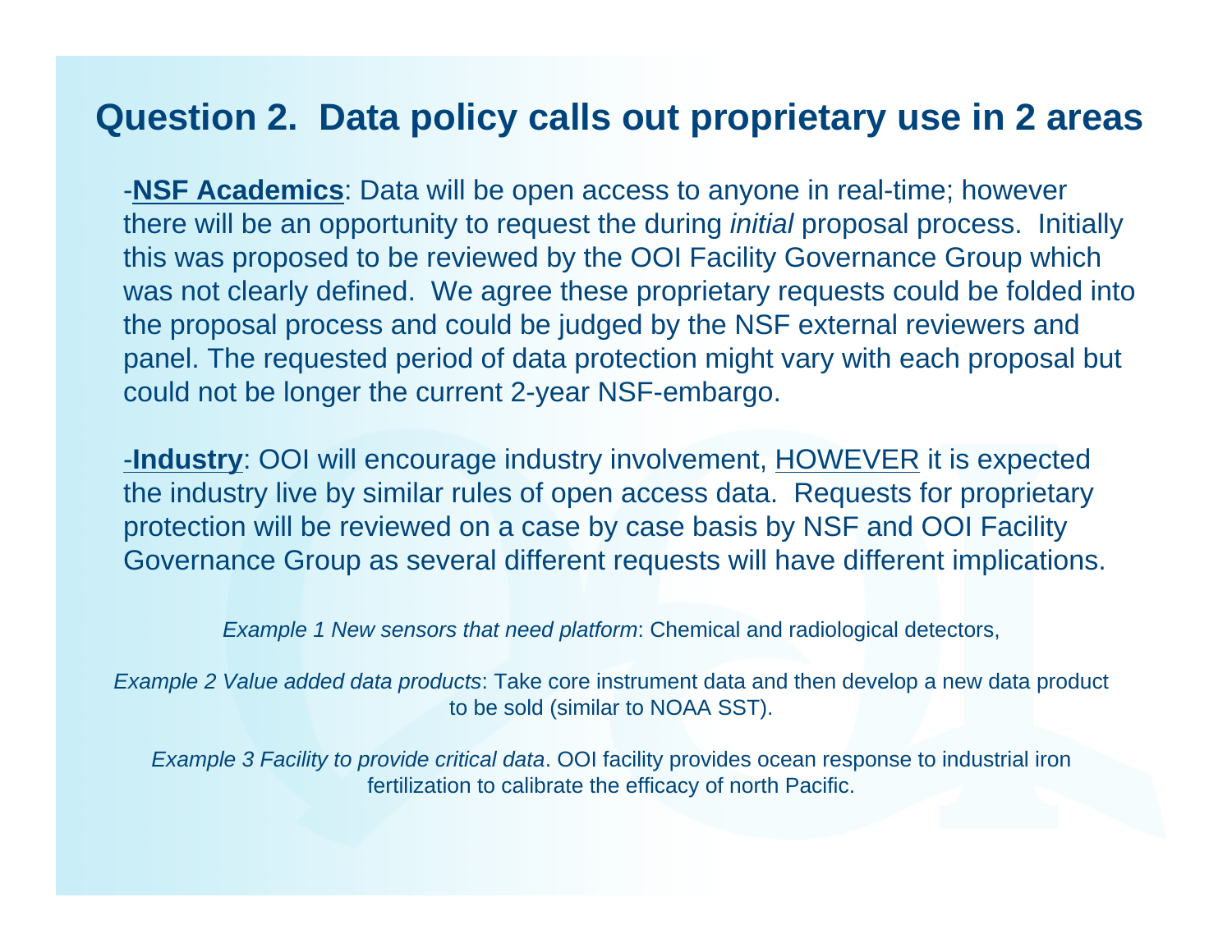# Question 2. Data policy calls out proprietary use in 2 areas

-**NSF Academics**: Data will be open access to anyone in real-time; however there will be an opportunity to request the during *initial* proposal process. Initially this was proposed to be reviewed by the OOI Facility Governance Group which was not clearly defined. We agree these proprietary requests could be folded into the proposal process and could be judged by the NSF external reviewers and panel. The requested period of data protection might vary with each proposal but could not be longer the current 2-year NSF-embargo.

-**Industry**: OOI will encourage industry involvement, HOWEVER it is expected the industry live by similar rules of open access data. Requests for proprietary protection will be reviewed on a case by case basis by NSF and OOI Facility Governance Group as several different requests will have different implications.

*Example 1 New sensors that need platform*: Chemical and radiological detectors,

*Example 2 Value added data products*: Take core instrument data and then develop a new data product to be sold (similar to NOAA SST).

*Example 3 Facility to provide critical data*. OOI facility provides ocean response to industrial iron fertilization to calibrate the efficacy of north Pacific.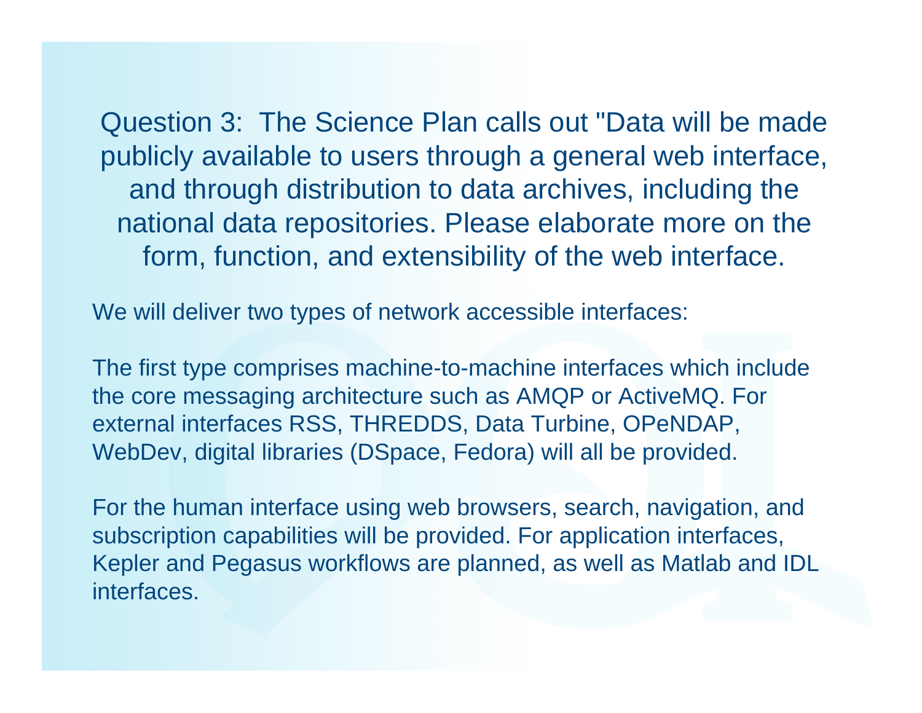## Question 3: The Science Plan calls out "Data will be made publicly available to users through a general web interface, and through distribution to data archives, including the national data repositories. Please elaborate more on the form, function, and extensibility of the web interface.

We will deliver two types of network accessible interfaces:

The first type comprises machine-to-machine interfaces which include the core messaging architecture such as AMQP or ActiveMQ. For external interfaces RSS, THREDDS, Data Turbine, OPeNDAP, WebDev, digital libraries (DSpace, Fedora) will all be provided.

For the human interface using web browsers, search, navigation, and subscription capabilities will be provided. For application interfaces, Kepler and Pegasus workflows are planned, as well as Matlab and IDL interfaces.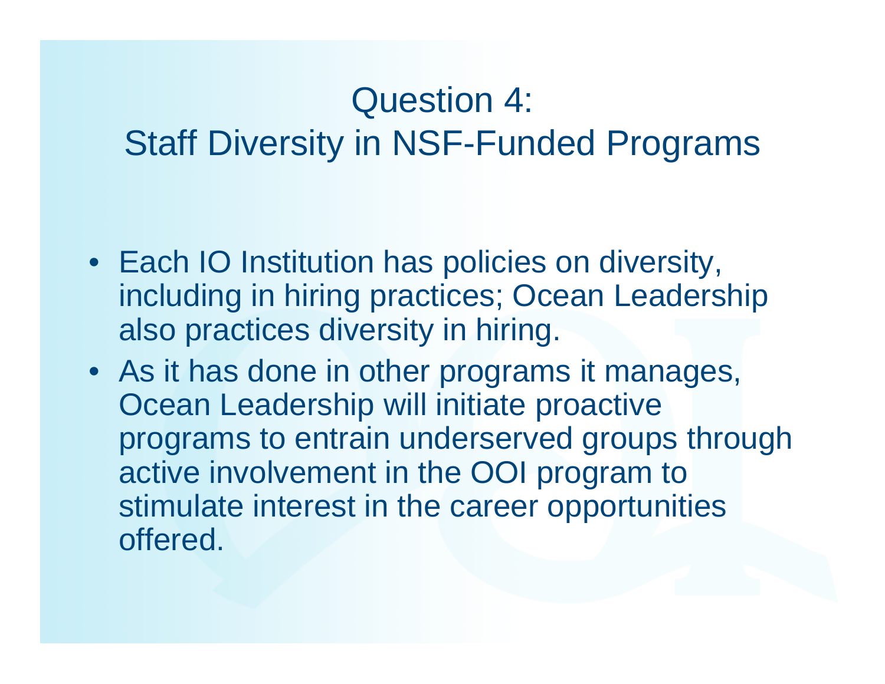# Question 4:
# Staff Diversity in NSF-Funded Programs

- Each IO Institution has policies on diversity, including in hiring practices; Ocean Leadership also practices diversity in hiring.
- As it has done in other programs it manages, Ocean Leadership will initiate proactive programs to entrain underserved groups through active involvement in the OOI program to stimulate interest in the career opportunities offered.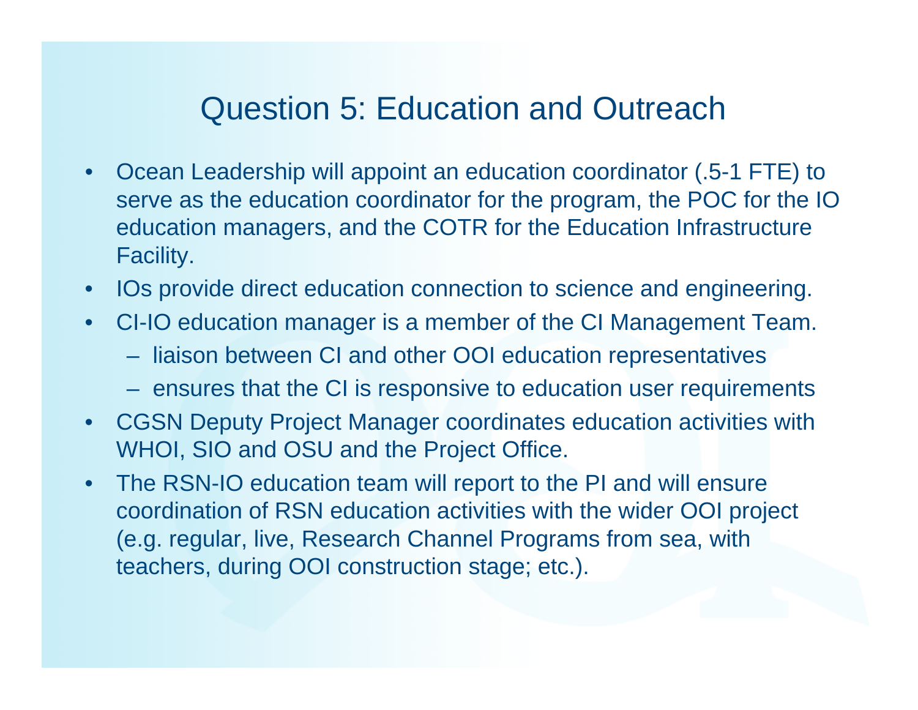# Question 5: Education and Outreach

- Ocean Leadership will appoint an education coordinator (.5-1 FTE) to serve as the education coordinator for the program, the POC for the IO education managers, and the COTR for the Education Infrastructure Facility.
- IOs provide direct education connection to science and engineering.
- CI-IO education manager is a member of the CI Management Team.
  - liaison between CI and other OOI education representatives
  - ensures that the CI is responsive to education user requirements
- CGSN Deputy Project Manager coordinates education activities with WHOI, SIO and OSU and the Project Office.
- The RSN-IO education team will report to the PI and will ensure coordination of RSN education activities with the wider OOI project (e.g. regular, live, Research Channel Programs from sea, with teachers, during OOI construction stage; etc.).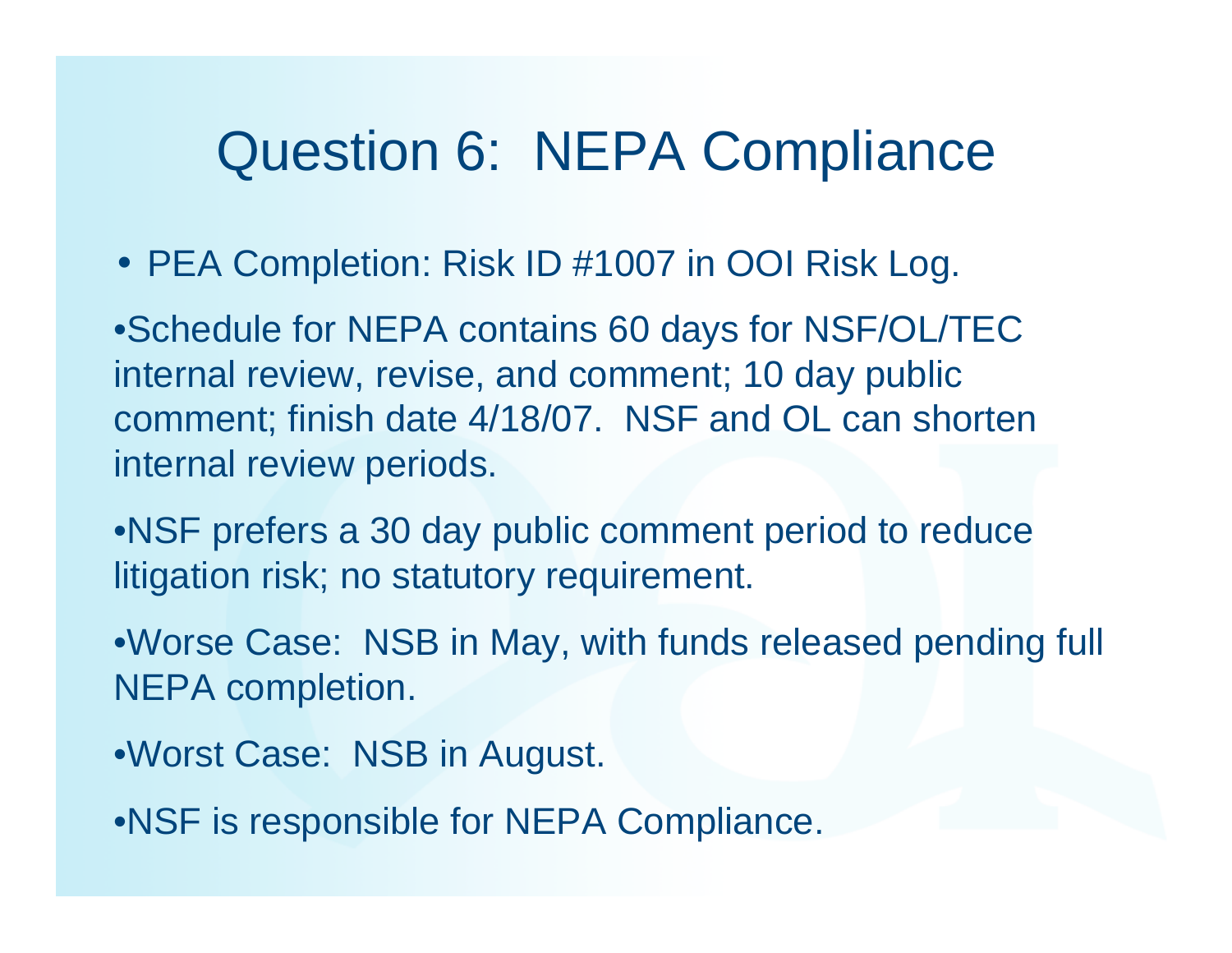# Question 6: NEPA Compliance

- PEA Completion: Risk ID #1007 in OOI Risk Log.
- Schedule for NEPA contains 60 days for NSF/OL/TEC internal review, revise, and comment; 10 day public comment; finish date 4/18/07. NSF and OL can shorten internal review periods.
- NSF prefers a 30 day public comment period to reduce litigation risk; no statutory requirement.
- Worse Case: NSB in May, with funds released pending full NEPA completion.
- Worst Case: NSB in August.
- NSF is responsible for NEPA Compliance.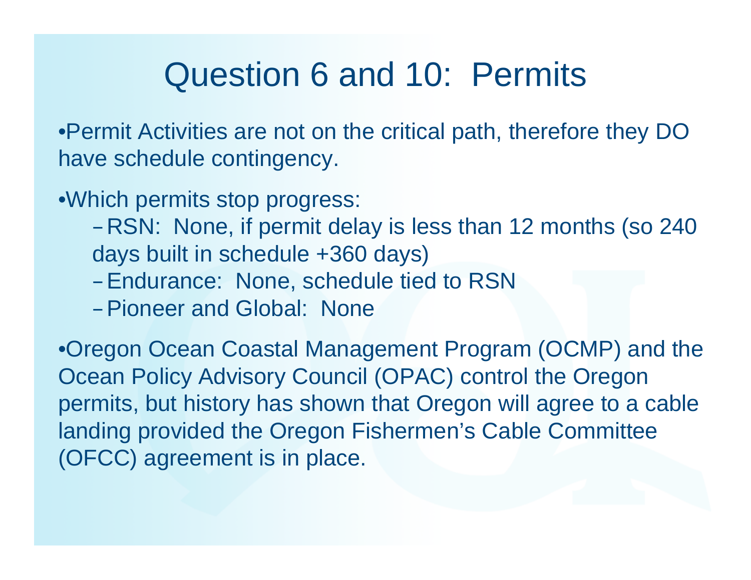# Question 6 and 10: Permits

- Permit Activities are not on the critical path, therefore they DO have schedule contingency.

- Which permits stop progress:
  - RSN: None, if permit delay is less than 12 months (so 240 days built in schedule +360 days)
  - Endurance: None, schedule tied to RSN
  - Pioneer and Global: None

- Oregon Ocean Coastal Management Program (OCMP) and the Ocean Policy Advisory Council (OPAC) control the Oregon permits, but history has shown that Oregon will agree to a cable landing provided the Oregon Fishermen's Cable Committee (OFCC) agreement is in place.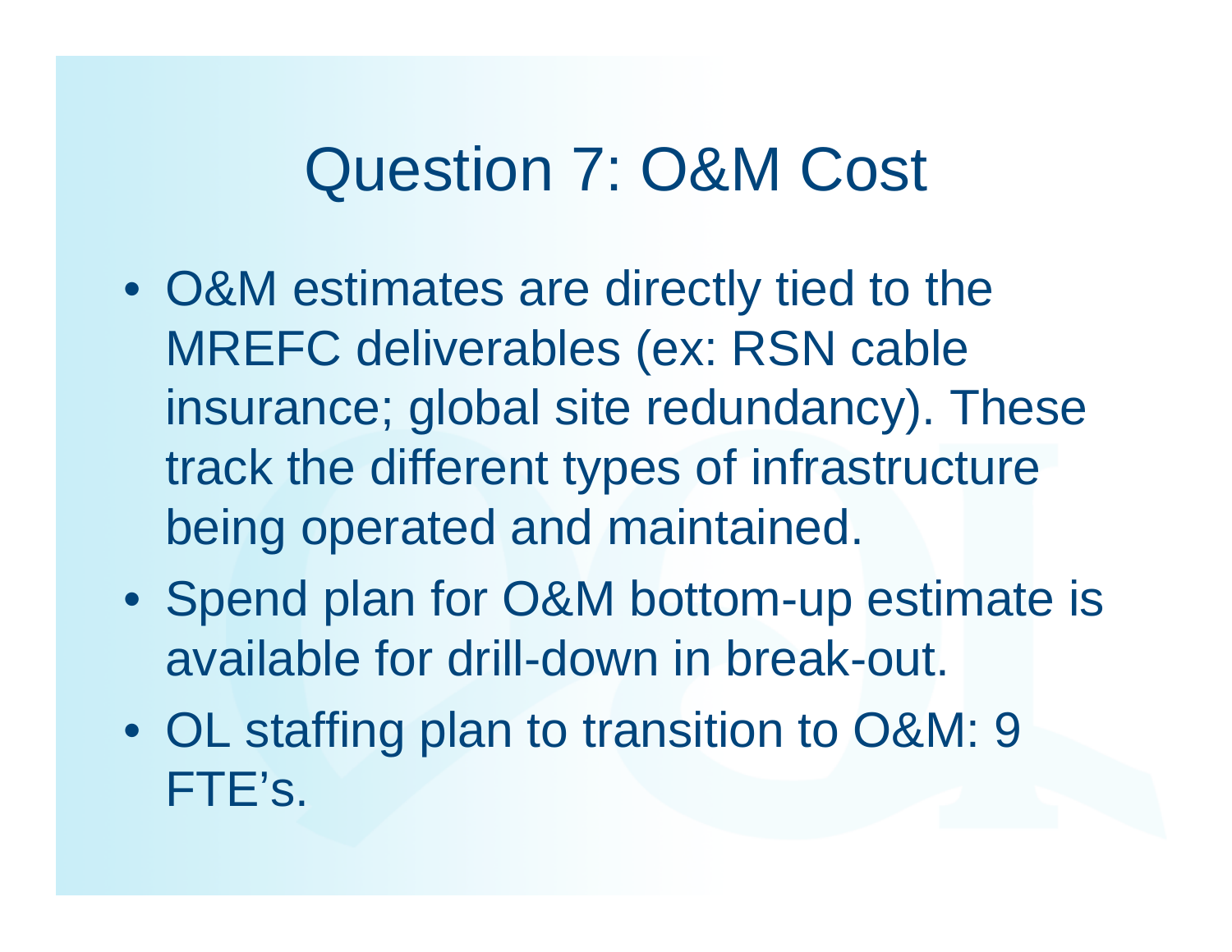# Question 7: O&M Cost

- O&M estimates are directly tied to the MREFC deliverables (ex: RSN cable insurance; global site redundancy). These track the different types of infrastructure being operated and maintained.
- Spend plan for O&M bottom-up estimate is available for drill-down in break-out.
- OL staffing plan to transition to O&M: 9 FTE's.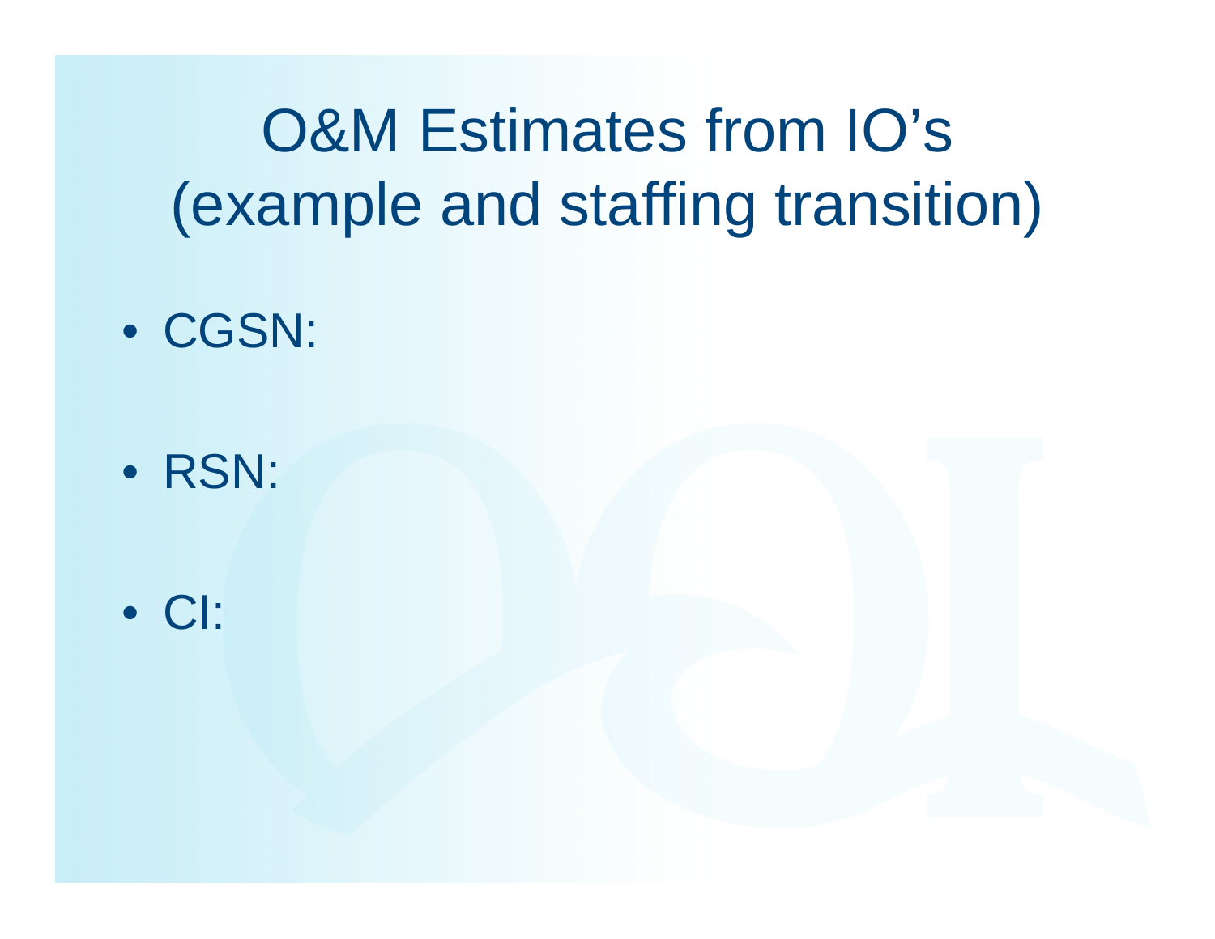# O&M Estimates from IO's (example and staffing transition)

- CGSN:
- RSN:
- CI: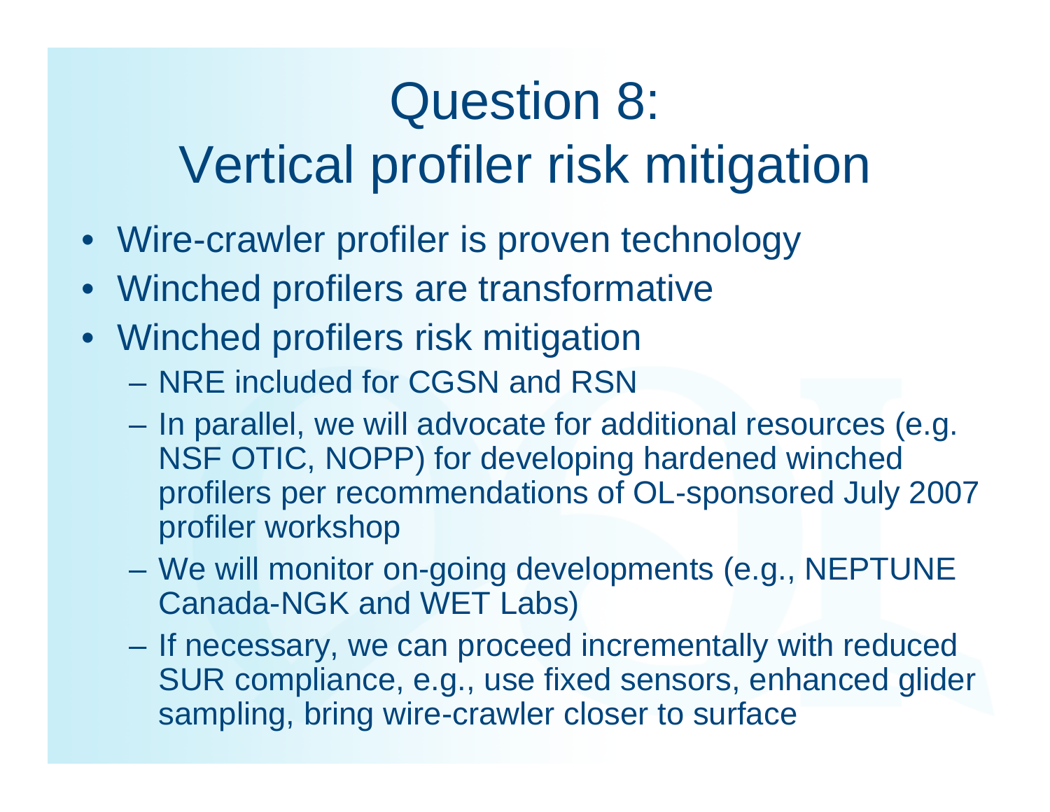# Question 8:
# Vertical profiler risk mitigation

- Wire-crawler profiler is proven technology
- Winched profilers are transformative
- Winched profilers risk mitigation
  - NRE included for CGSN and RSN
  - In parallel, we will advocate for additional resources (e.g. NSF OTIC, NOPP) for developing hardened winched profilers per recommendations of OL-sponsored July 2007 profiler workshop
  - We will monitor on-going developments (e.g., NEPTUNE Canada-NGK and WET Labs)
  - If necessary, we can proceed incrementally with reduced SUR compliance, e.g., use fixed sensors, enhanced glider sampling, bring wire-crawler closer to surface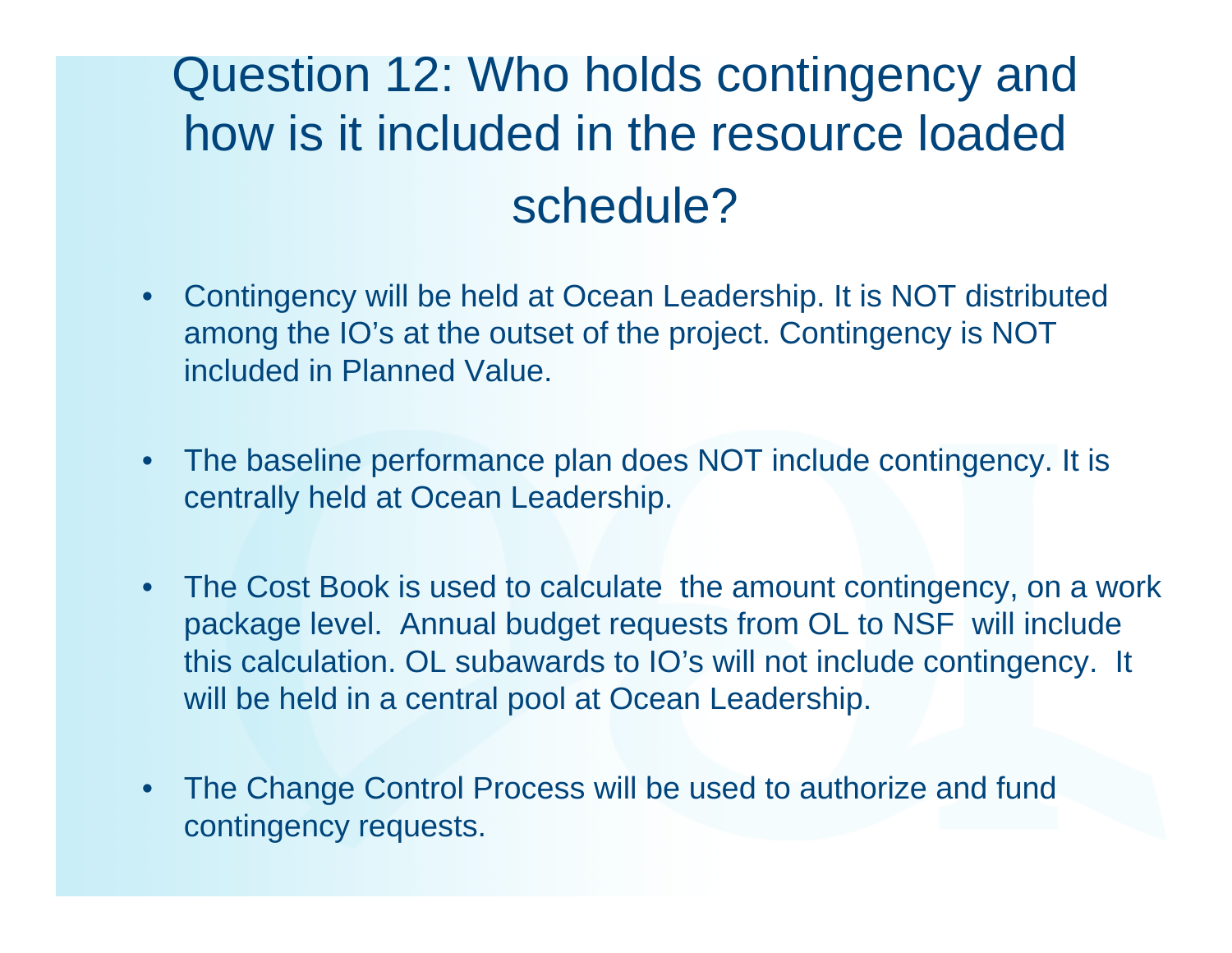# Question 12: Who holds contingency and how is it included in the resource loaded schedule?

- Contingency will be held at Ocean Leadership. It is NOT distributed among the IO's at the outset of the project. Contingency is NOT included in Planned Value.

- The baseline performance plan does NOT include contingency. It is centrally held at Ocean Leadership.

- The Cost Book is used to calculate the amount contingency, on a work package level. Annual budget requests from OL to NSF will include this calculation. OL subawards to IO's will not include contingency. It will be held in a central pool at Ocean Leadership.

- The Change Control Process will be used to authorize and fund contingency requests.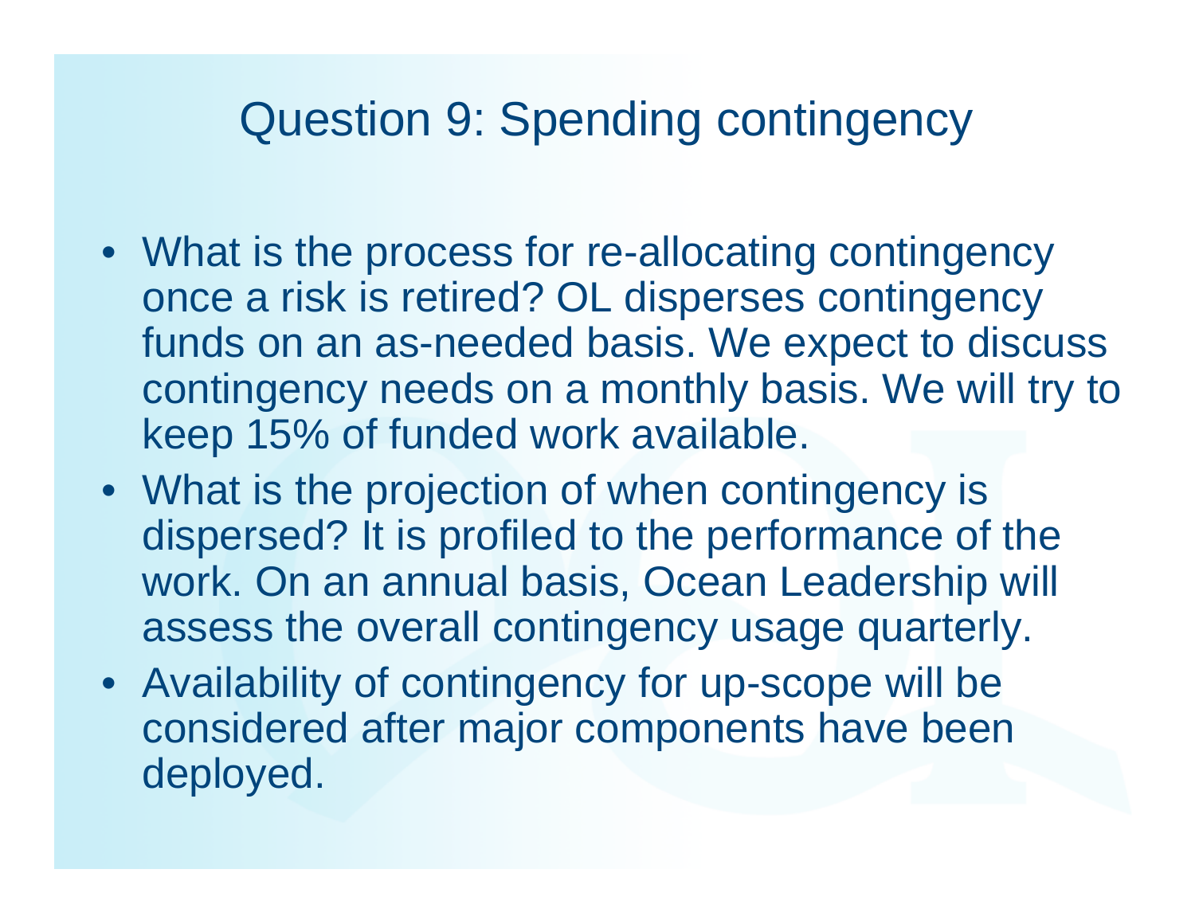# Question 9: Spending contingency

- What is the process for re-allocating contingency once a risk is retired? OL disperses contingency funds on an as-needed basis. We expect to discuss contingency needs on a monthly basis. We will try to keep 15% of funded work available.
- What is the projection of when contingency is dispersed? It is profiled to the performance of the work. On an annual basis, Ocean Leadership will assess the overall contingency usage quarterly.
- Availability of contingency for up-scope will be considered after major components have been deployed.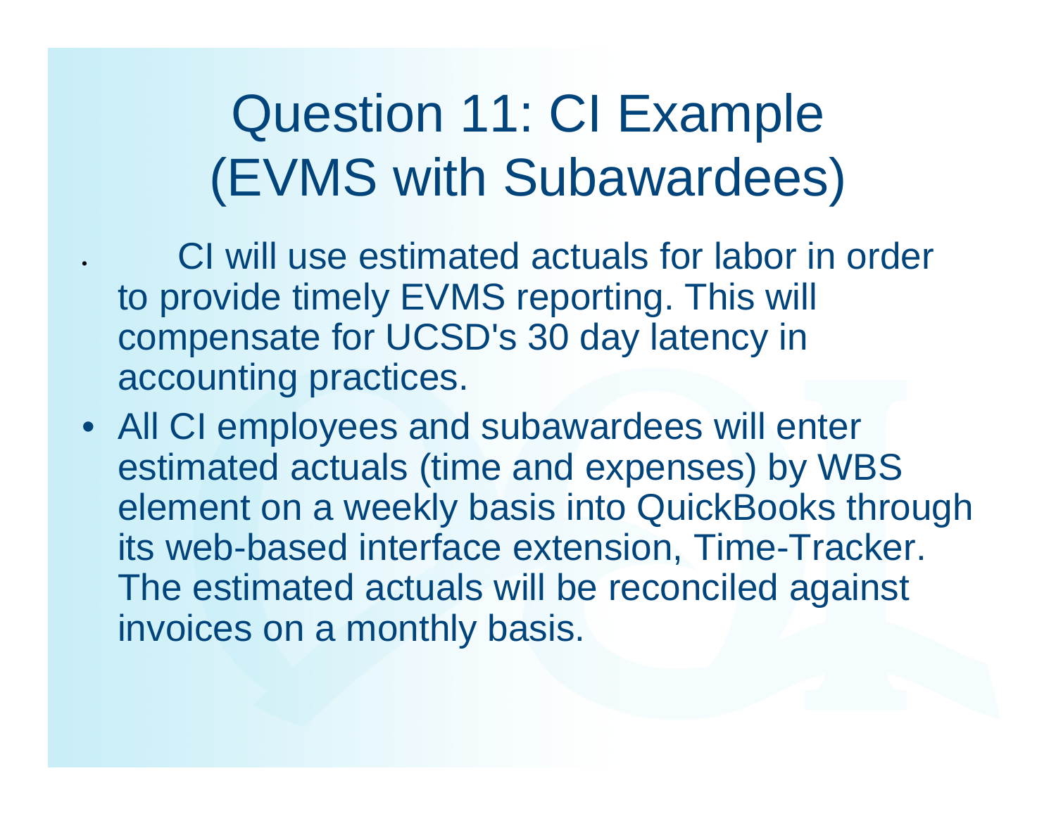# Question 11: CI Example (EVMS with Subawardees)

- CI will use estimated actuals for labor in order to provide timely EVMS reporting. This will compensate for UCSD's 30 day latency in accounting practices.
- All CI employees and subawardees will enter estimated actuals (time and expenses) by WBS element on a weekly basis into QuickBooks through its web-based interface extension, Time-Tracker. The estimated actuals will be reconciled against invoices on a monthly basis.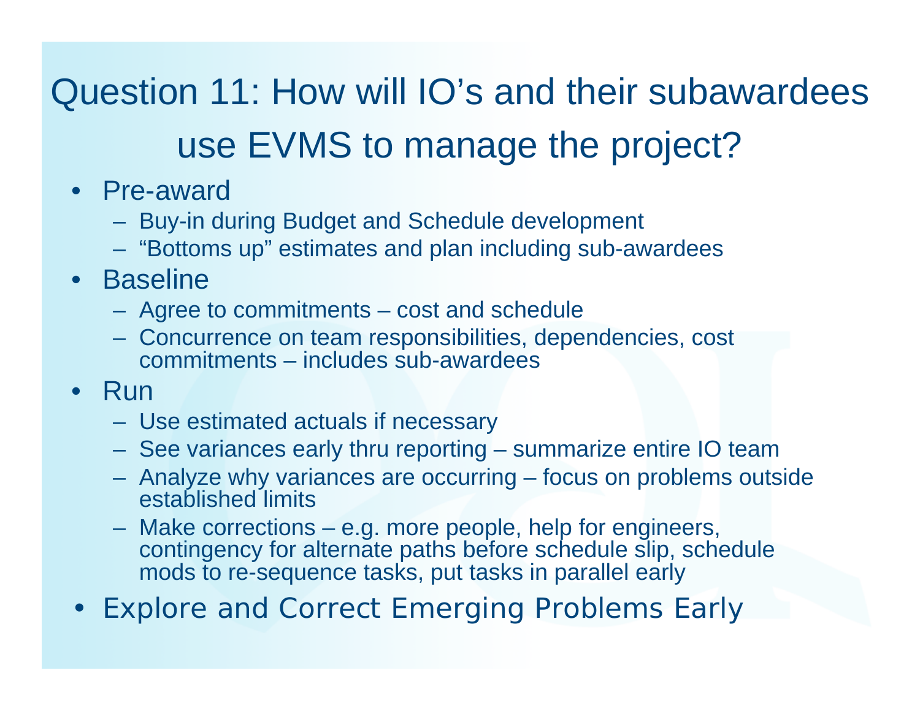# Question 11: How will IO's and their subawardees use EVMS to manage the project?

- Pre-award
  - Buy-in during Budget and Schedule development
  - "Bottoms up" estimates and plan including sub-awardees
- Baseline
  - Agree to commitments – cost and schedule
  - Concurrence on team responsibilities, dependencies, cost commitments – includes sub-awardees
- Run
  - Use estimated actuals if necessary
  - See variances early thru reporting – summarize entire IO team
  - Analyze why variances are occurring – focus on problems outside established limits
  - Make corrections – e.g. more people, help for engineers, contingency for alternate paths before schedule slip, schedule mods to re-sequence tasks, put tasks in parallel early
- Explore and Correct Emerging Problems Early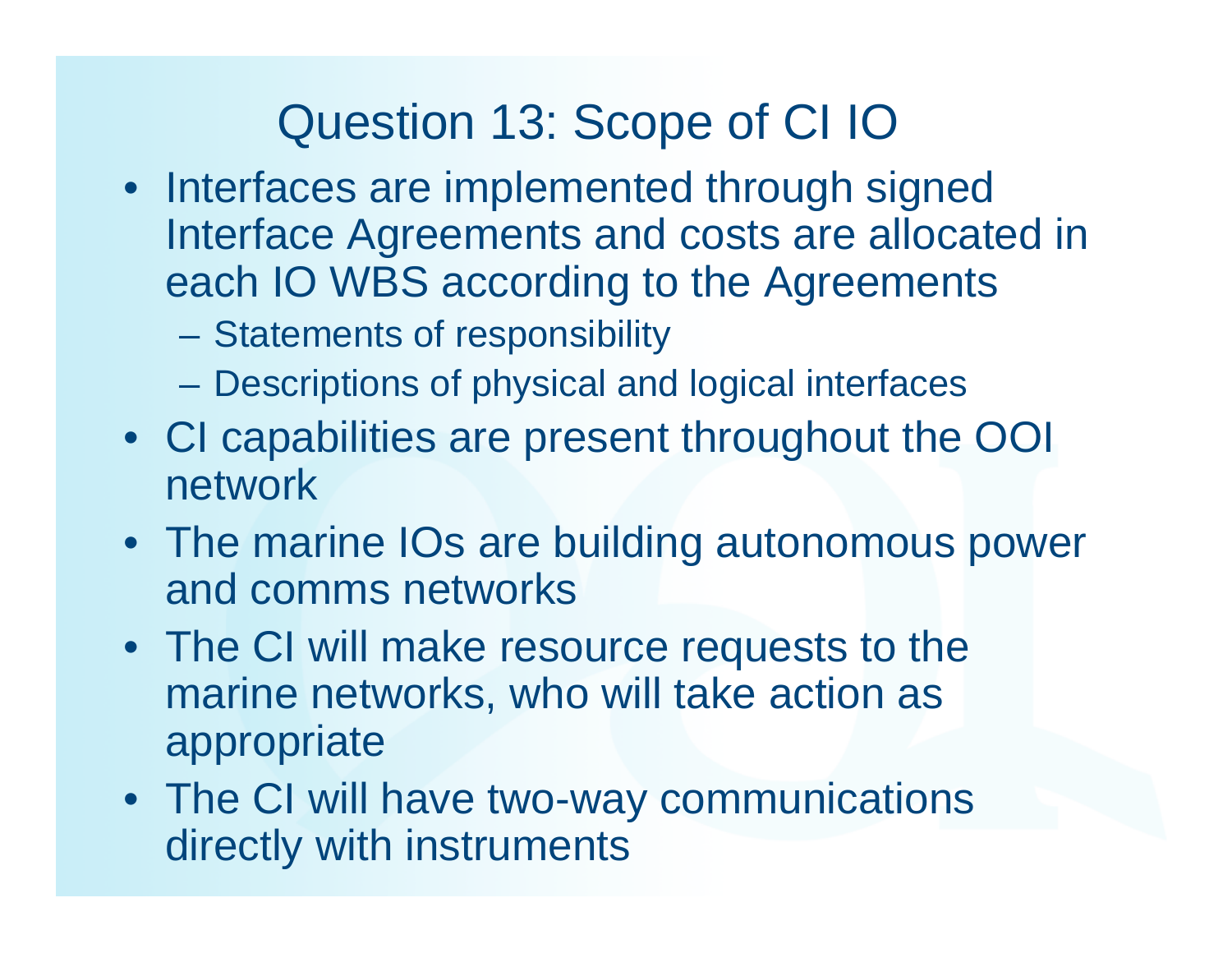# Question 13: Scope of CI IO

- Interfaces are implemented through signed Interface Agreements and costs are allocated in each IO WBS according to the Agreements
  - Statements of responsibility
  - Descriptions of physical and logical interfaces
- CI capabilities are present throughout the OOI network
- The marine IOs are building autonomous power and comms networks
- The CI will make resource requests to the marine networks, who will take action as appropriate
- The CI will have two-way communications directly with instruments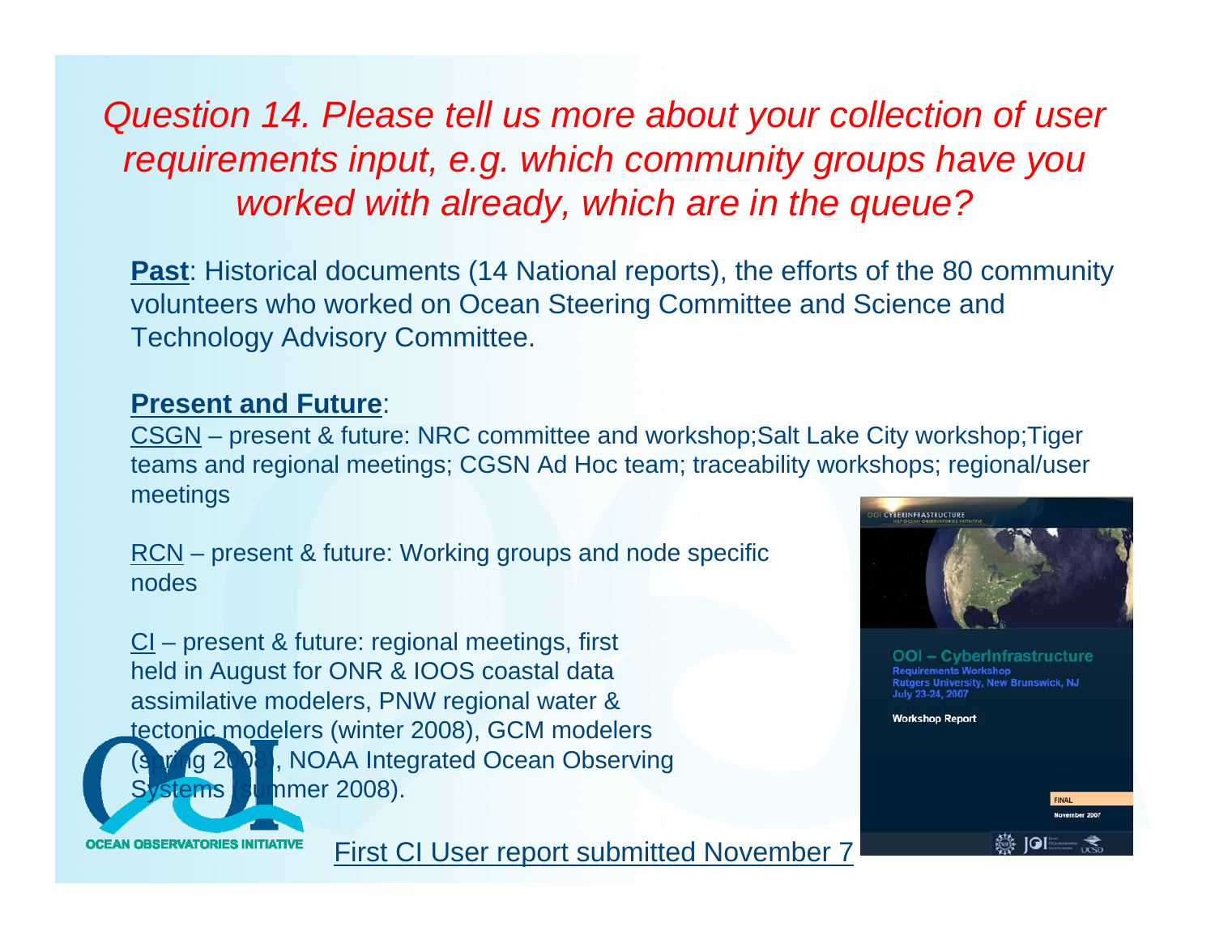*Question 14. Please tell us more about your collection of user requirements input, e.g. which community groups have you worked with already, which are in the queue?*

**Past**: Historical documents (14 National reports), the efforts of the 80 community volunteers who worked on Ocean Steering Committee and Science and Technology Advisory Committee.

**Present and Future**:

CSGN – present & future: NRC committee and workshop;Salt Lake City workshop;Tiger teams and regional meetings; CGSN Ad Hoc team; traceability workshops; regional/user meetings

RCN – present & future: Working groups and node specific nodes

CI – present & future: regional meetings, first held in August for ONR & IOOS coastal data assimilative modelers, PNW regional water & tectonic modelers (winter 2008), GCM modelers (spring 2008), NOAA Integrated Ocean Observing Systems (summer 2008).

First CI User report submitted November 7

OOI CYBERINFRASTRUCTURE

OOI – CyberInfrastructure
Requirements Workshop
Rutgers University, New Brunswick, NJ
July 23-24, 2007

Workshop Report

FINAL
November 2007

OCEAN OBSERVATORIES INITIATIVE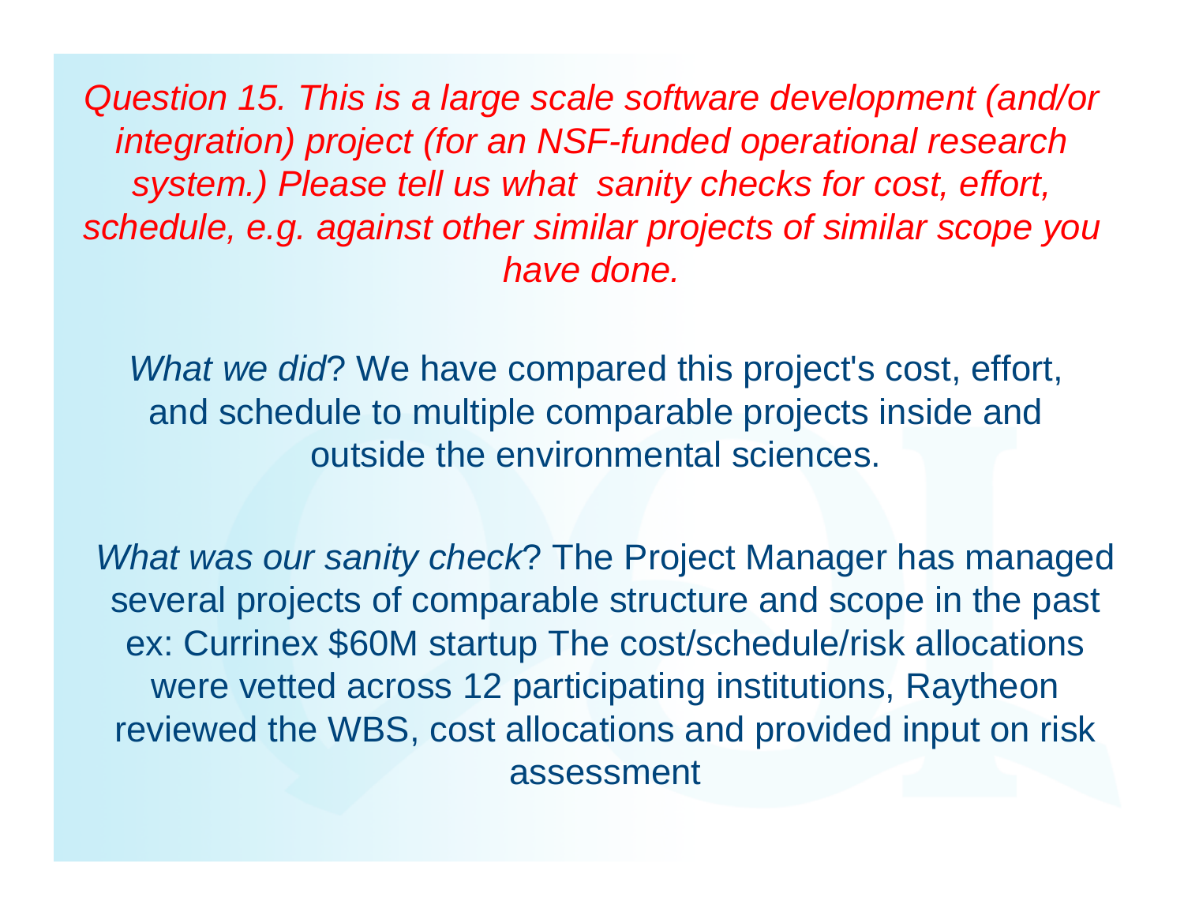*Question 15. This is a large scale software development (and/or integration) project (for an NSF-funded operational research system.) Please tell us what sanity checks for cost, effort, schedule, e.g. against other similar projects of similar scope you have done.*

*What we did*? We have compared this project's cost, effort, and schedule to multiple comparable projects inside and outside the environmental sciences.

*What was our sanity check*? The Project Manager has managed several projects of comparable structure and scope in the past ex: Currinex $60M startup The cost/schedule/risk allocations were vetted across 12 participating institutions, Raytheon reviewed the WBS, cost allocations and provided input on risk assessment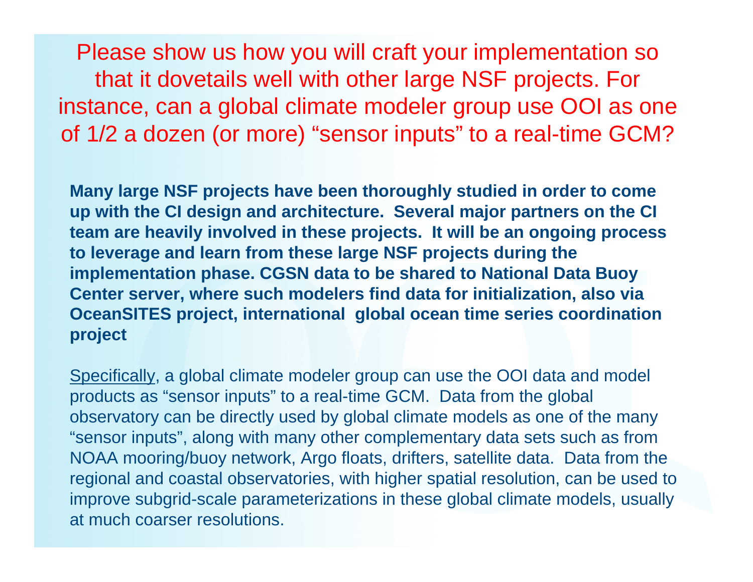## Please show us how you will craft your implementation so that it dovetails well with other large NSF projects. For instance, can a global climate modeler group use OOI as one of 1/2 a dozen (or more) “sensor inputs” to a real-time GCM?

**Many large NSF projects have been thoroughly studied in order to come up with the CI design and architecture. Several major partners on the CI team are heavily involved in these projects. It will be an ongoing process to leverage and learn from these large NSF projects during the implementation phase. CGSN data to be shared to National Data Buoy Center server, where such modelers find data for initialization, also via OceanSITES project, international global ocean time series coordination project**

<u>Specifically</u>, a global climate modeler group can use the OOI data and model products as “sensor inputs” to a real-time GCM. Data from the global observatory can be directly used by global climate models as one of the many “sensor inputs”, along with many other complementary data sets such as from NOAA mooring/buoy network, Argo floats, drifters, satellite data. Data from the regional and coastal observatories, with higher spatial resolution, can be used to improve subgrid-scale parameterizations in these global climate models, usually at much coarser resolutions.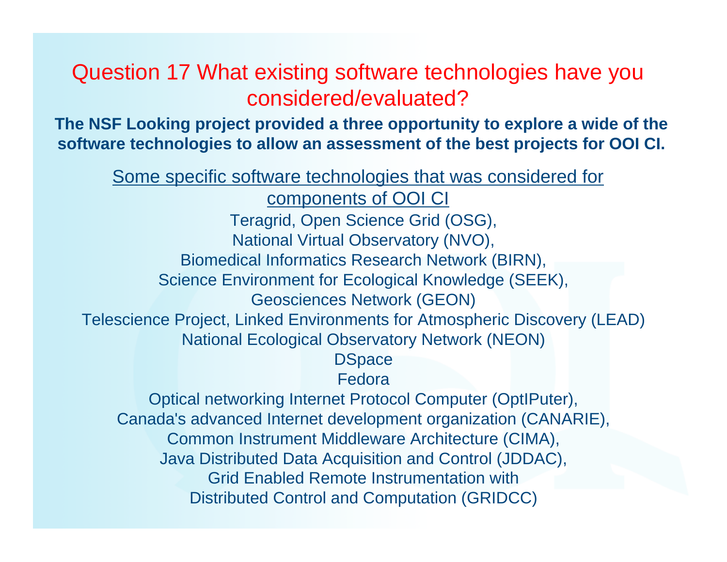# Question 17 What existing software technologies have you considered/evaluated?

**The NSF Looking project provided a three opportunity to explore a wide of the software technologies to allow an assessment of the best projects for OOI CI.**

<u>Some specific software technologies that was considered for components of OOI CI</u>

Teragrid, Open Science Grid (OSG),
National Virtual Observatory (NVO),
Biomedical Informatics Research Network (BIRN),
Science Environment for Ecological Knowledge (SEEK),
Geosciences Network (GEON)
Telescience Project, Linked Environments for Atmospheric Discovery (LEAD)
National Ecological Observatory Network (NEON)
DSpace
Fedora
Optical networking Internet Protocol Computer (OptIPuter),
Canada's advanced Internet development organization (CANARIE),
Common Instrument Middleware Architecture (CIMA),
Java Distributed Data Acquisition and Control (JDDAC),
Grid Enabled Remote Instrumentation with
Distributed Control and Computation (GRIDCC)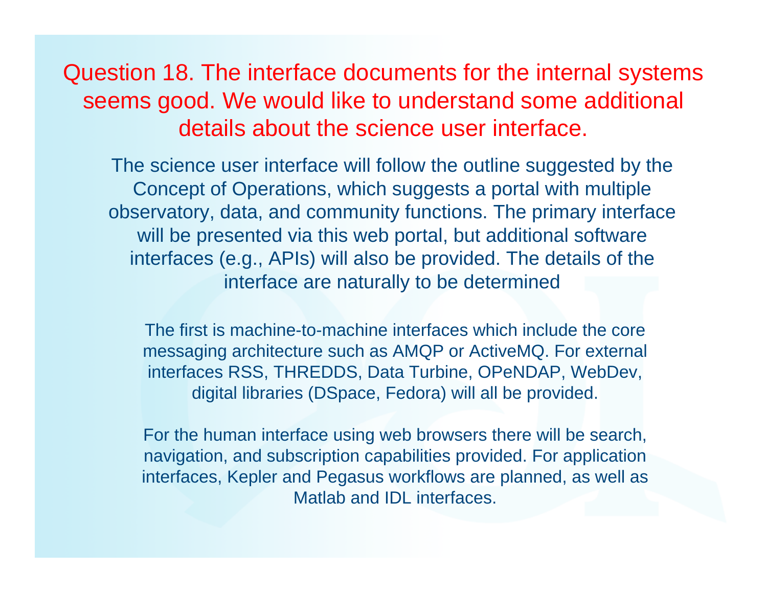# Question 18. The interface documents for the internal systems seems good. We would like to understand some additional details about the science user interface.

The science user interface will follow the outline suggested by the Concept of Operations, which suggests a portal with multiple observatory, data, and community functions. The primary interface will be presented via this web portal, but additional software interfaces (e.g., APIs) will also be provided. The details of the interface are naturally to be determined

The first is machine-to-machine interfaces which include the core messaging architecture such as AMQP or ActiveMQ. For external interfaces RSS, THREDDS, Data Turbine, OPeNDAP, WebDev, digital libraries (DSpace, Fedora) will all be provided.

For the human interface using web browsers there will be search, navigation, and subscription capabilities provided. For application interfaces, Kepler and Pegasus workflows are planned, as well as Matlab and IDL interfaces.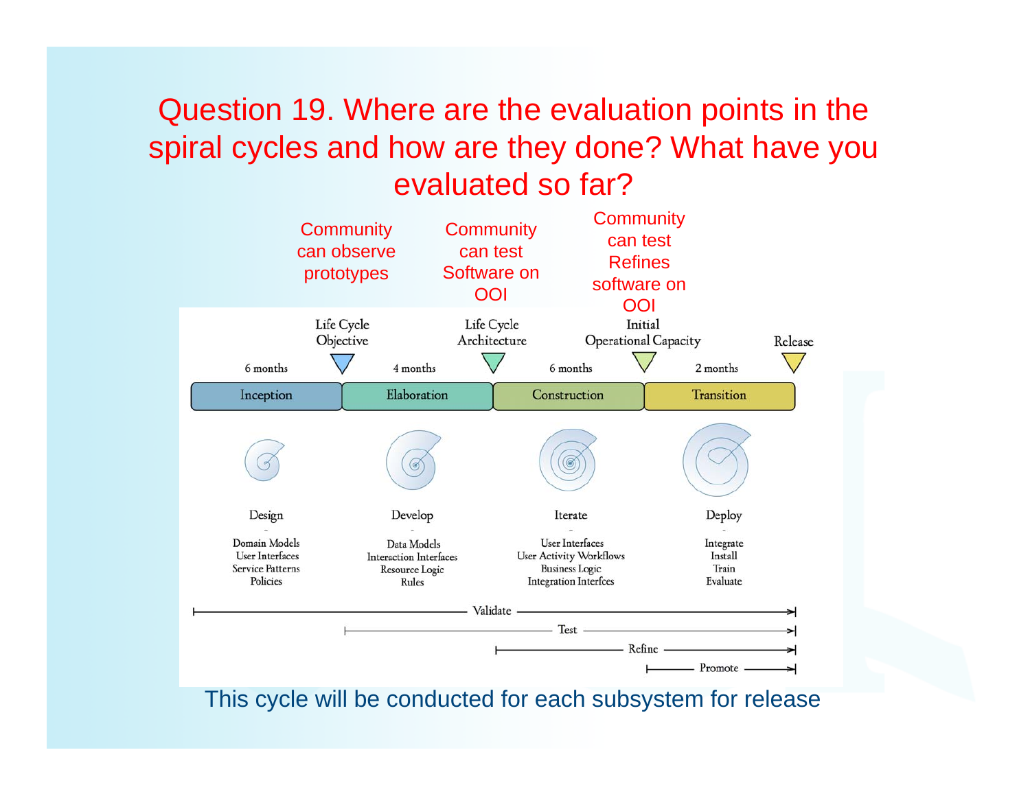# Question 19. Where are the evaluation points in the spiral cycles and how are they done? What have you evaluated so far?

Community can observe prototypes

Community can test Software on OOI

Community can test Refines software on OOI

| Inception | Elaboration | Construction | Transition |
|---|---|---|---|
| 6 months | 4 months | 6 months | 2 months |
| Design | Develop | Iterate | Deploy |
| Domain Models<br>User Interfaces<br>Service Patterns<br>Policies | Data Models<br>Interaction Interfaces<br>Resource Logic<br>Rules | User Interfaces<br>User Activity Workflows<br>Business Logic<br>Integration Interfces | Integrate<br>Install<br>Train<br>Evaluate |

Milestones: Life Cycle Objective (end of Inception); Life Cycle Architecture (end of Elaboration); Initial Operational Capacity (end of Construction); Release (end of Transition)

- Validate: Inception through Transition
- Test: Elaboration through Transition
- Refine: Construction through Transition
- Promote: Transition

This cycle will be conducted for each subsystem for release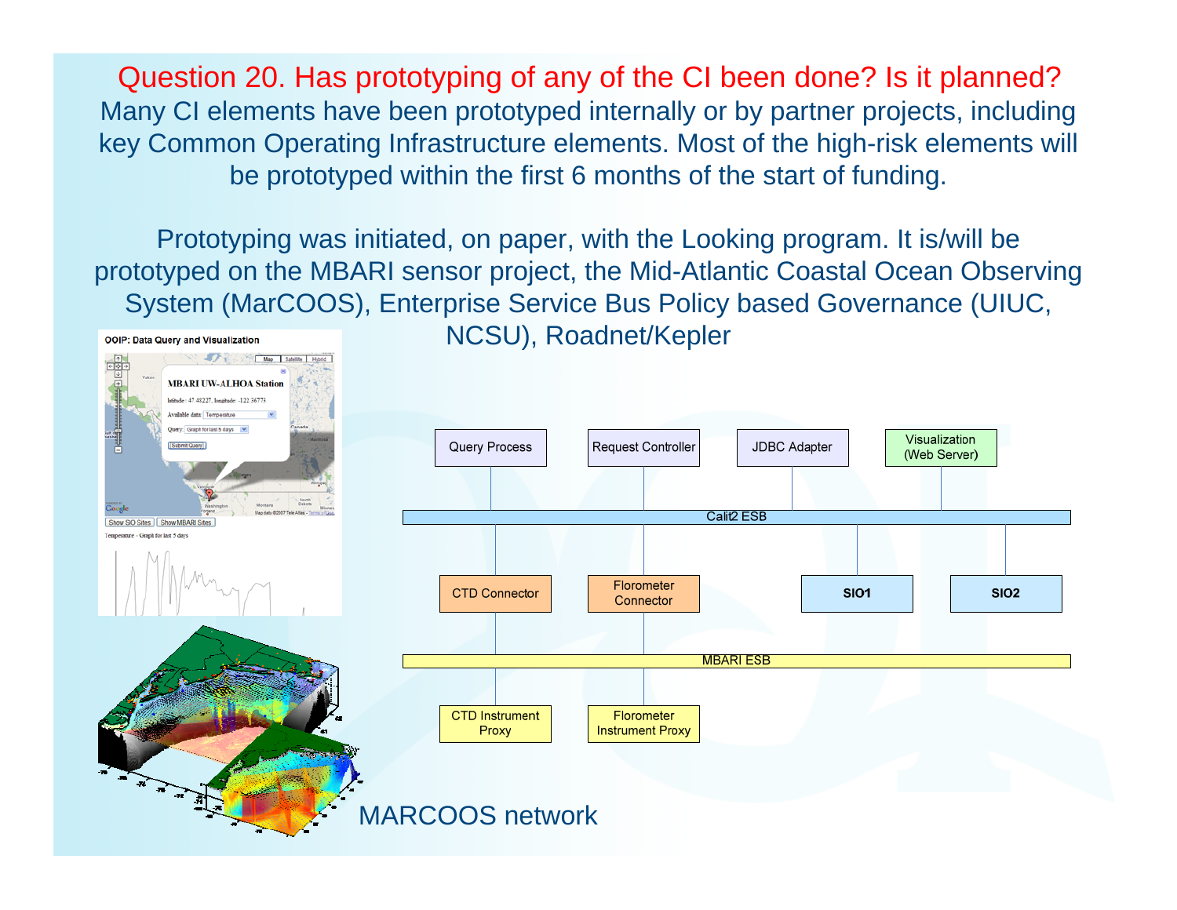# Question 20. Has prototyping of any of the CI been done? Is it planned?

Many CI elements have been prototyped internally or by partner projects, including key Common Operating Infrastructure elements. Most of the high-risk elements will be prototyped within the first 6 months of the start of funding.

Prototyping was initiated, on paper, with the Looking program. It is/will be prototyped on the MBARI sensor project, the Mid-Atlantic Coastal Ocean Observing System (MarCOOS), Enterprise Service Bus Policy based Governance (UIUC, NCSU), Roadnet/Kepler

OOIP: Data Query and Visualization

Query Process | Request Controller | JDBC Adapter | Visualization (Web Server)

Calit2 ESB

CTD Connector | Florometer Connector | SIO1 | SIO2

MBARI ESB

CTD Instrument Proxy | Florometer Instrument Proxy

MARCOOS network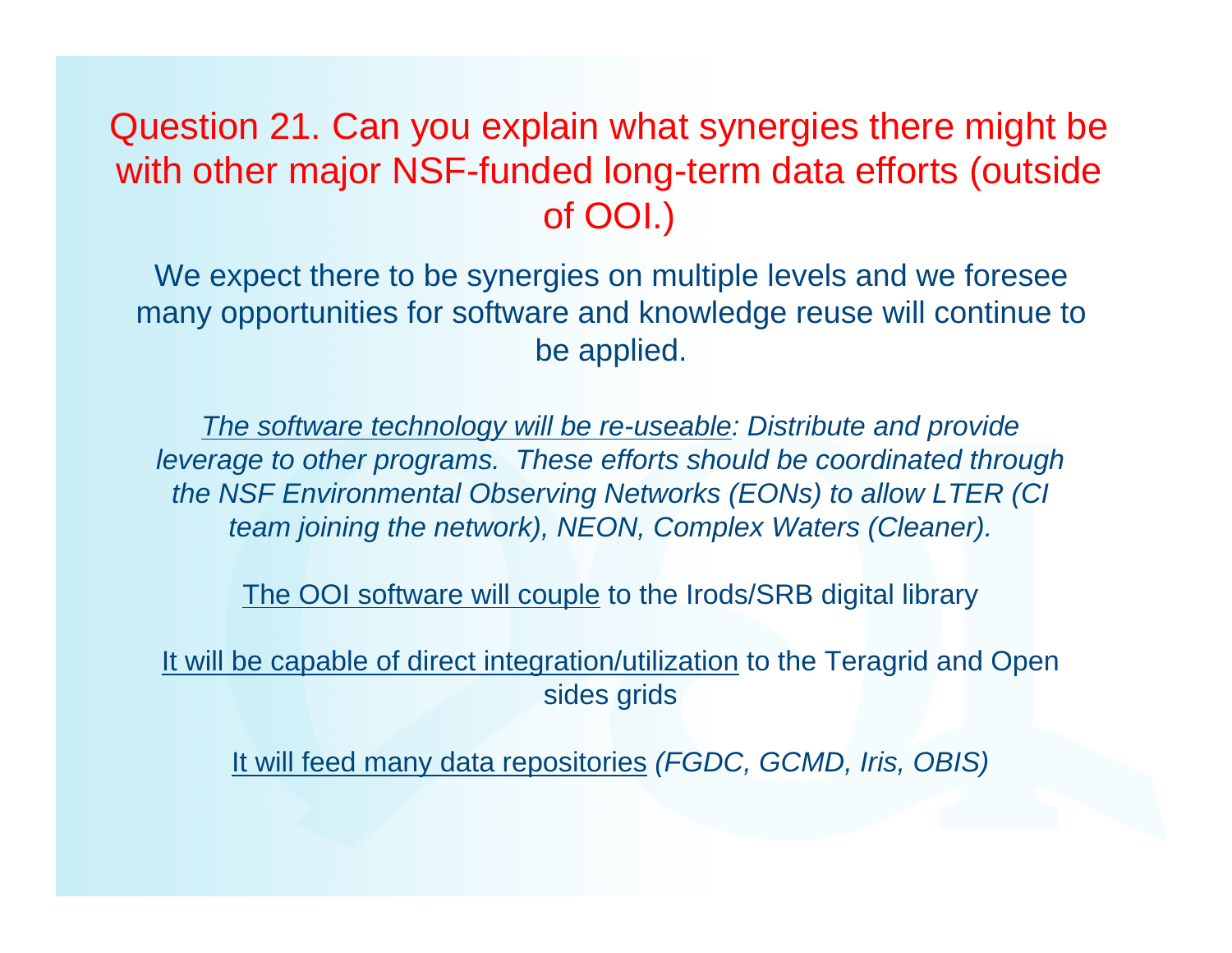# Question 21. Can you explain what synergies there might be with other major NSF-funded long-term data efforts (outside of OOI.)

We expect there to be synergies on multiple levels and we foresee many opportunities for software and knowledge reuse will continue to be applied.

*The software technology will be re-useable: Distribute and provide leverage to other programs. These efforts should be coordinated through the NSF Environmental Observing Networks (EONs) to allow LTER (CI team joining the network), NEON, Complex Waters (Cleaner).*

The OOI software will couple to the Irods/SRB digital library

It will be capable of direct integration/utilization to the Teragrid and Open sides grids

It will feed many data repositories *(FGDC, GCMD, Iris, OBIS)*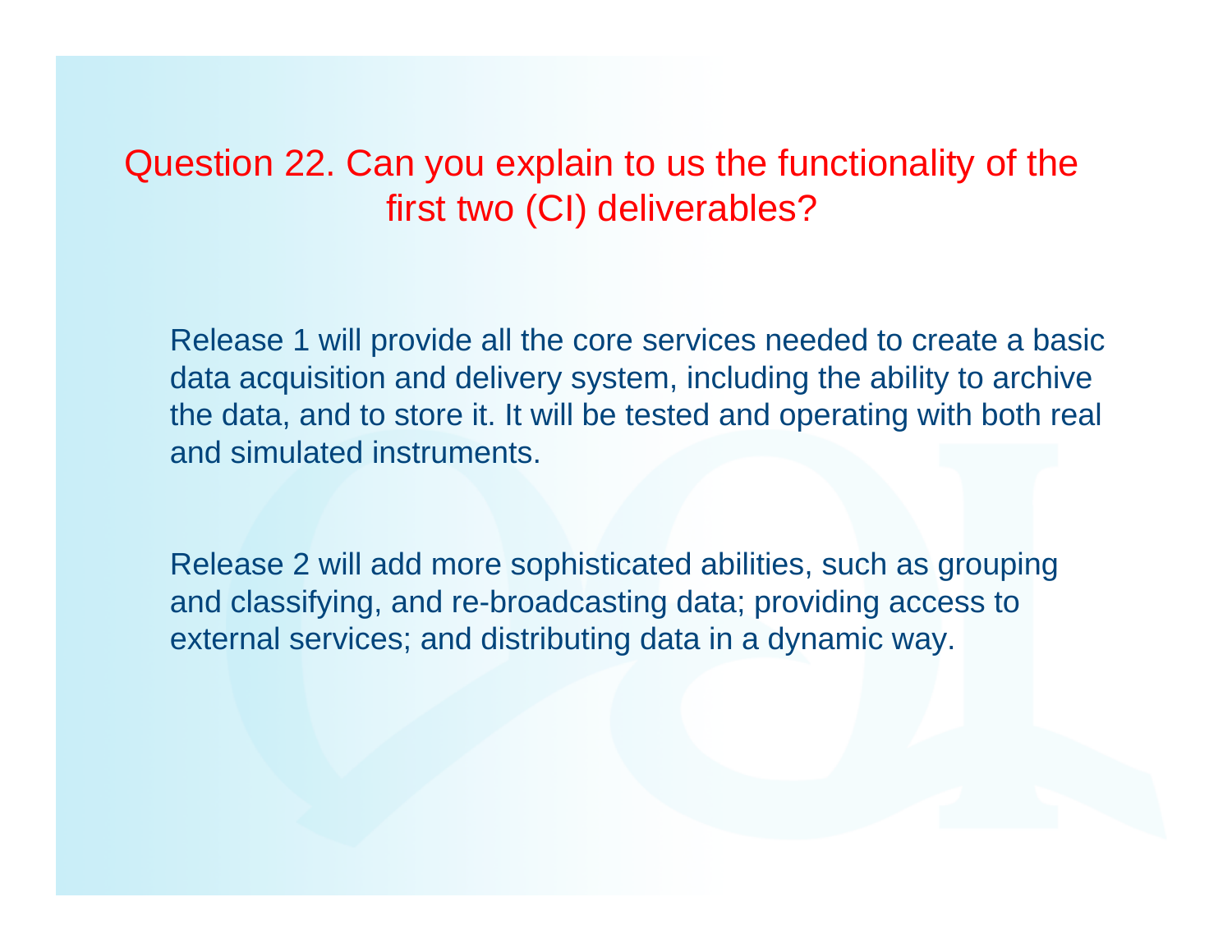## Question 22. Can you explain to us the functionality of the first two (CI) deliverables?

Release 1 will provide all the core services needed to create a basic data acquisition and delivery system, including the ability to archive the data, and to store it. It will be tested and operating with both real and simulated instruments.

Release 2 will add more sophisticated abilities, such as grouping and classifying, and re-broadcasting data; providing access to external services; and distributing data in a dynamic way.